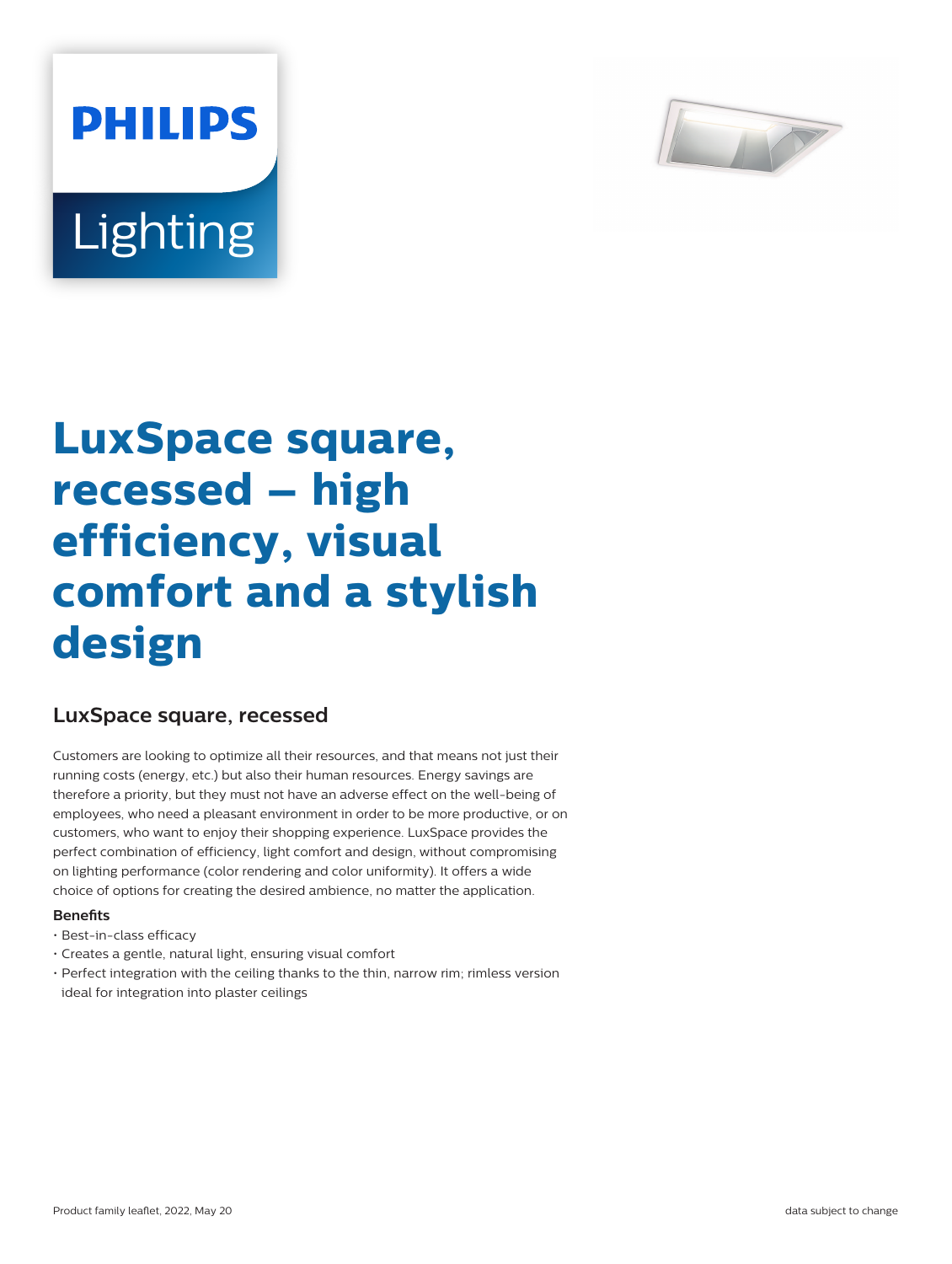# LuxSpace square, recessed – high efficiency, visual comfort and a stylish design

## LuxSpace square, recessed

Customers are looking to optimize all their resources, and that means not just their running costs (energy, etc.) but also their human resources. Energy savings are therefore a priority, but they must not have an adverse effect on the well-being of employees, who need a pleasant environment in order to be more productive, or on customers, who want to enjoy their shopping experience. LuxSpace provides the perfect combination of efficiency, light comfort and design, without compromising on lighting performance (color rendering and color uniformity). It offers a wide choice of options for creating the desired ambience, no matter the application.

**Benefits**

- Best-in-class efficacy
- Creates a gentle, natural light, ensuring visual comfort
- Perfect integration with the ceiling thanks to the thin, narrow rim; rimless version ideal for integration into plaster ceilings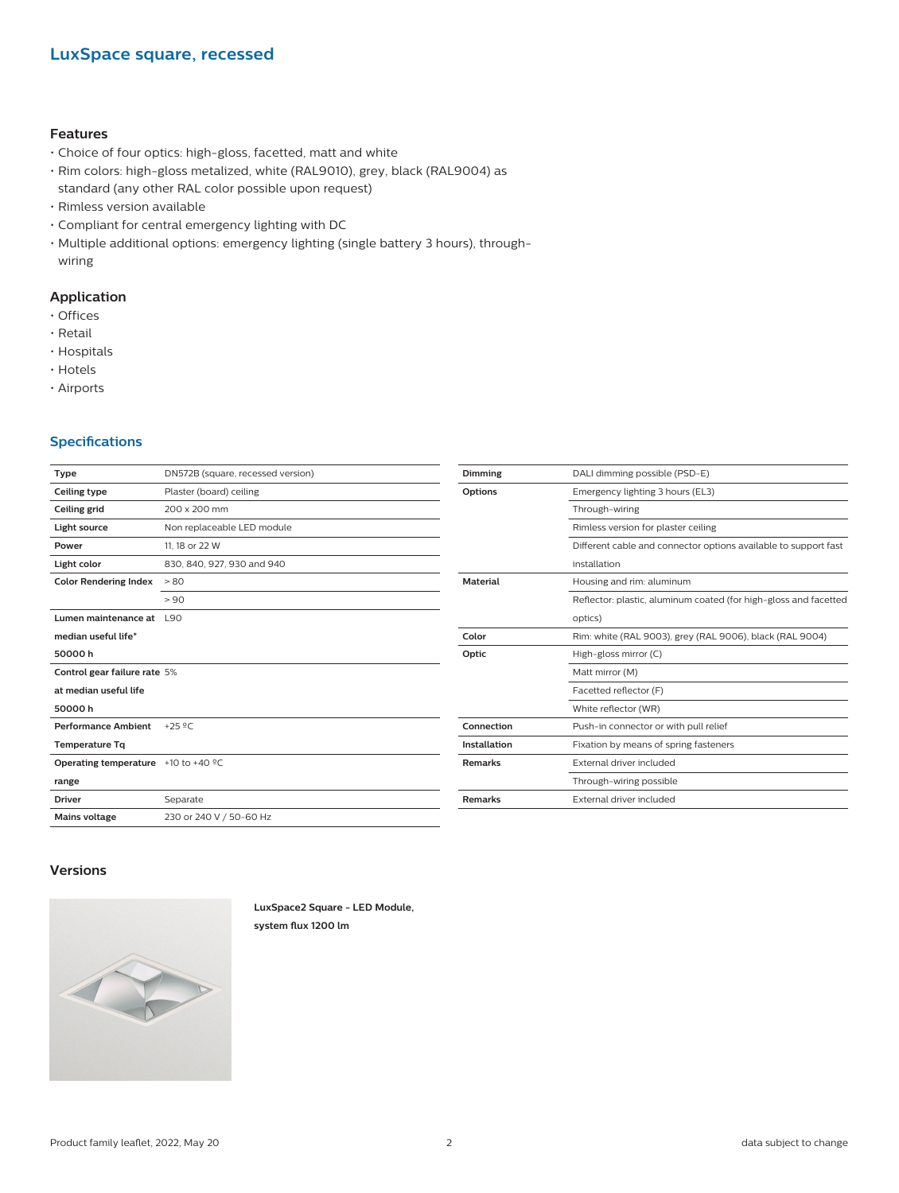## LuxSpace square, recessed

### Features

- Choice of four optics: high-gloss, facetted, matt and white
- Rim colors: high-gloss metalized, white (RAL9010), grey, black (RAL9004) as standard (any other RAL color possible upon request)
- Rimless version available
- Compliant for central emergency lighting with DC
- Multiple additional options: emergency lighting (single battery 3 hours), through-wiring

### Application

- Offices
- Retail
- Hospitals
- Hotels
- Airports

## Specifications

| | |
|---|---|
| **Type** | DN572B (square, recessed version) |
| **Ceiling type** | Plaster (board) ceiling |
| **Ceiling grid** | 200 x 200 mm |
| **Light source** | Non replaceable LED module |
| **Power** | 11, 18 or 22 W |
| **Light color** | 830, 840, 927, 930 and 940 |
| **Color Rendering Index** | > 80 |
| | > 90 |
| **Lumen maintenance at median useful life* 50000 h** | L90 |
| **Control gear failure rate at median useful life 50000 h** | 5% |
| **Performance Ambient Temperature Tq** | +25 ºC |
| **Operating temperature range** | +10 to +40 ºC |
| **Driver** | Separate |
| **Mains voltage** | 230 or 240 V / 50-60 Hz |

| | |
|---|---|
| **Dimming** | DALI dimming possible (PSD-E) |
| **Options** | Emergency lighting 3 hours (EL3) |
| | Through-wiring |
| | Rimless version for plaster ceiling |
| | Different cable and connector options available to support fast installation |
| **Material** | Housing and rim: aluminum |
| | Reflector: plastic, aluminum coated (for high-gloss and facetted optics) |
| **Color** | Rim: white (RAL 9003), grey (RAL 9006), black (RAL 9004) |
| **Optic** | High-gloss mirror (C) |
| | Matt mirror (M) |
| | Facetted reflector (F) |
| | White reflector (WR) |
| **Connection** | Push-in connector or with pull relief |
| **Installation** | Fixation by means of spring fasteners |
| **Remarks** | External driver included |
| | Through-wiring possible |
| **Remarks** | External driver included |

### Versions

**LuxSpace2 Square - LED Module, system flux 1200 lm**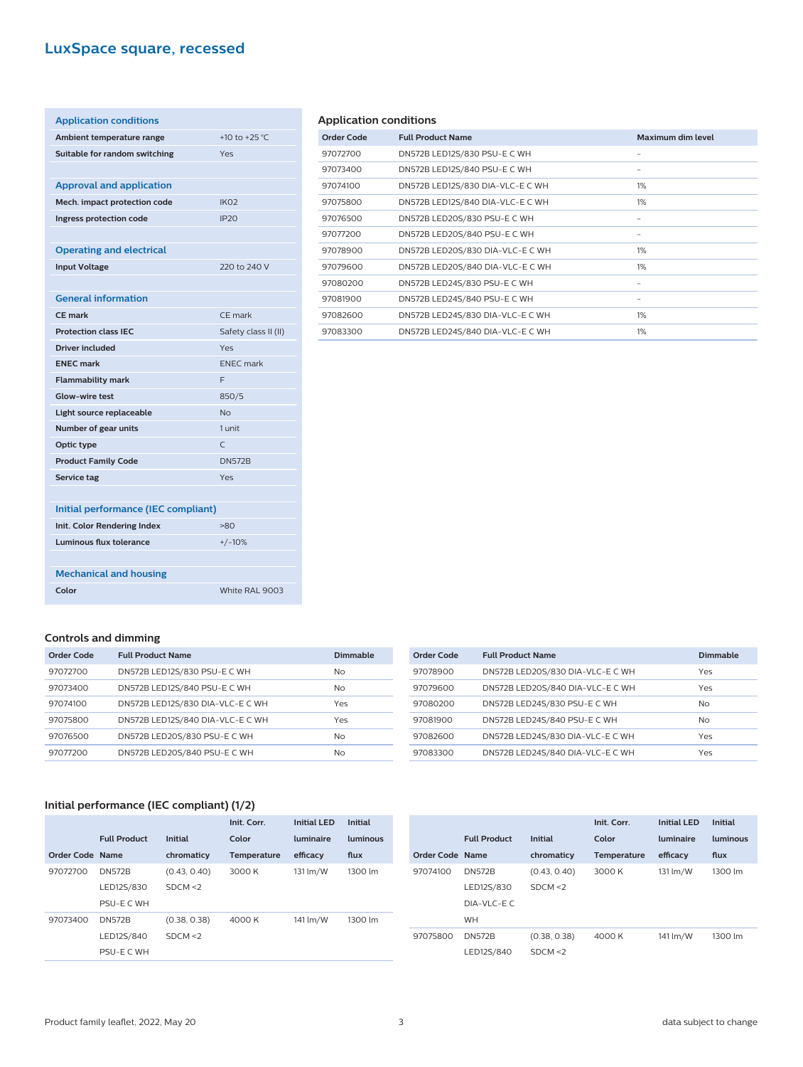# LuxSpace square, recessed

## Application conditions

| | |
|---|---|
| Ambient temperature range | +10 to +25 °C |
| Suitable for random switching | Yes |

## Approval and application

| | |
|---|---|
| Mech. impact protection code | IK02 |
| Ingress protection code | IP20 |

## Operating and electrical

| | |
|---|---|
| Input Voltage | 220 to 240 V |

## General information

| | |
|---|---|
| CE mark | CE mark |
| Protection class IEC | Safety class II (II) |
| Driver included | Yes |
| ENEC mark | ENEC mark |
| Flammability mark | F |
| Glow-wire test | 850/5 |
| Light source replaceable | No |
| Number of gear units | 1 unit |
| Optic type | C |
| Product Family Code | DN572B |
| Service tag | Yes |

## Initial performance (IEC compliant)

| | |
|---|---|
| Init. Color Rendering Index | >80 |
| Luminous flux tolerance | +/-10% |

## Mechanical and housing

| | |
|---|---|
| Color | White RAL 9003 |

## Application conditions

| Order Code | Full Product Name | Maximum dim level |
|---|---|---|
| 97072700 | DN572B LED12S/830 PSU-E C WH | - |
| 97073400 | DN572B LED12S/840 PSU-E C WH | - |
| 97074100 | DN572B LED12S/830 DIA-VLC-E C WH | 1% |
| 97075800 | DN572B LED12S/840 DIA-VLC-E C WH | 1% |
| 97076500 | DN572B LED20S/830 PSU-E C WH | - |
| 97077200 | DN572B LED20S/840 PSU-E C WH | - |
| 97078900 | DN572B LED20S/830 DIA-VLC-E C WH | 1% |
| 97079600 | DN572B LED20S/840 DIA-VLC-E C WH | 1% |
| 97080200 | DN572B LED24S/830 PSU-E C WH | - |
| 97081900 | DN572B LED24S/840 PSU-E C WH | - |
| 97082600 | DN572B LED24S/830 DIA-VLC-E C WH | 1% |
| 97083300 | DN572B LED24S/840 DIA-VLC-E C WH | 1% |

## Controls and dimming

| Order Code | Full Product Name | Dimmable |
|---|---|---|
| 97072700 | DN572B LED12S/830 PSU-E C WH | No |
| 97073400 | DN572B LED12S/840 PSU-E C WH | No |
| 97074100 | DN572B LED12S/830 DIA-VLC-E C WH | Yes |
| 97075800 | DN572B LED12S/840 DIA-VLC-E C WH | Yes |
| 97076500 | DN572B LED20S/830 PSU-E C WH | No |
| 97077200 | DN572B LED20S/840 PSU-E C WH | No |
| 97078900 | DN572B LED20S/830 DIA-VLC-E C WH | Yes |
| 97079600 | DN572B LED20S/840 DIA-VLC-E C WH | Yes |
| 97080200 | DN572B LED24S/830 PSU-E C WH | No |
| 97081900 | DN572B LED24S/840 PSU-E C WH | No |
| 97082600 | DN572B LED24S/830 DIA-VLC-E C WH | Yes |
| 97083300 | DN572B LED24S/840 DIA-VLC-E C WH | Yes |

## Initial performance (IEC compliant) (1/2)

| Order Code | Full Product Name | Initial chromaticity | Init. Corr. Color Temperature | Initial LED luminaire efficacy | Initial luminous flux |
|---|---|---|---|---|---|
| 97072700 | DN572B LED12S/830 PSU-E C WH | (0.43, 0.40) SDCM <2 | 3000 K | 131 lm/W | 1300 lm |
| 97073400 | DN572B LED12S/840 PSU-E C WH | (0.38, 0.38) SDCM <2 | 4000 K | 141 lm/W | 1300 lm |
| 97074100 | DN572B LED12S/830 DIA-VLC-E C WH | (0.43, 0.40) SDCM <2 | 3000 K | 131 lm/W | 1300 lm |
| 97075800 | DN572B LED12S/840 | (0.38, 0.38) SDCM <2 | 4000 K | 141 lm/W | 1300 lm |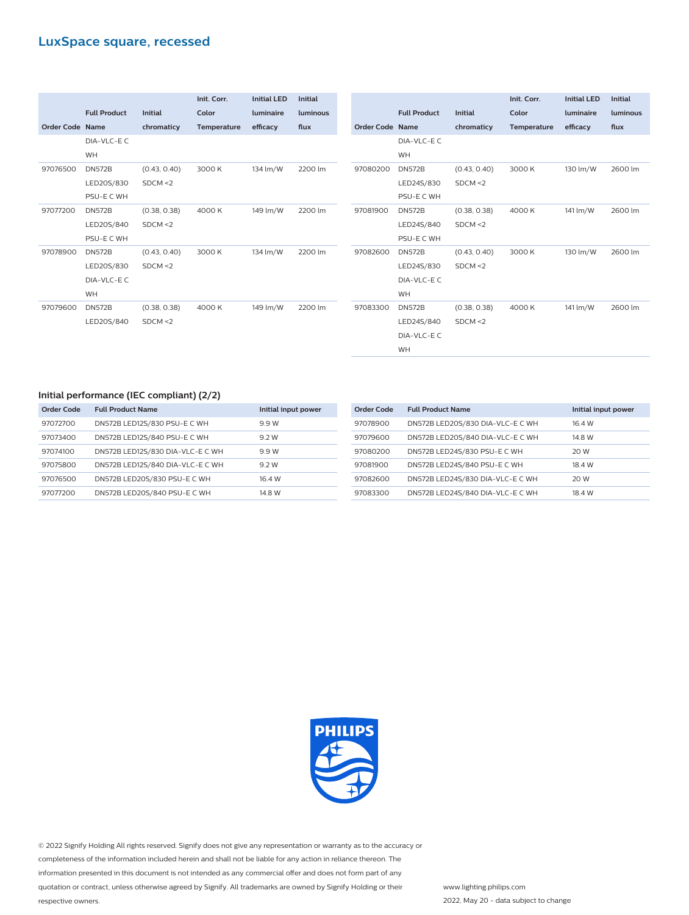## LuxSpace square, recessed

| Order Code | Full Product Name | Initial chromaticity | Init. Corr. Color Temperature | Initial LED luminaire efficacy | Initial luminous flux |
|---|---|---|---|---|---|
| | DIA-VLC-E C WH | | | | |
| 97076500 | DN572B LED20S/830 PSU-E C WH | (0.43, 0.40) SDCM <2 | 3000 K | 134 lm/W | 2200 lm |
| 97077200 | DN572B LED20S/840 PSU-E C WH | (0.38, 0.38) SDCM <2 | 4000 K | 149 lm/W | 2200 lm |
| 97078900 | DN572B LED20S/830 DIA-VLC-E C WH | (0.43, 0.40) SDCM <2 | 3000 K | 134 lm/W | 2200 lm |
| 97079600 | DN572B LED20S/840 | (0.38, 0.38) SDCM <2 | 4000 K | 149 lm/W | 2200 lm |

| Order Code | Full Product Name | Initial chromaticity | Init. Corr. Color Temperature | Initial LED luminaire efficacy | Initial luminous flux |
|---|---|---|---|---|---|
| | DIA-VLC-E C WH | | | | |
| 97080200 | DN572B LED24S/830 PSU-E C WH | (0.43, 0.40) SDCM <2 | 3000 K | 130 lm/W | 2600 lm |
| 97081900 | DN572B LED24S/840 PSU-E C WH | (0.38, 0.38) SDCM <2 | 4000 K | 141 lm/W | 2600 lm |
| 97082600 | DN572B LED24S/830 DIA-VLC-E C WH | (0.43, 0.40) SDCM <2 | 3000 K | 130 lm/W | 2600 lm |
| 97083300 | DN572B LED24S/840 DIA-VLC-E C WH | (0.38, 0.38) SDCM <2 | 4000 K | 141 lm/W | 2600 lm |

### Initial performance (IEC compliant) (2/2)

| Order Code | Full Product Name | Initial input power |
|---|---|---|
| 97072700 | DN572B LED12S/830 PSU-E C WH | 9.9 W |
| 97073400 | DN572B LED12S/840 PSU-E C WH | 9.2 W |
| 97074100 | DN572B LED12S/830 DIA-VLC-E C WH | 9.9 W |
| 97075800 | DN572B LED12S/840 DIA-VLC-E C WH | 9.2 W |
| 97076500 | DN572B LED20S/830 PSU-E C WH | 16.4 W |
| 97077200 | DN572B LED20S/840 PSU-E C WH | 14.8 W |

| Order Code | Full Product Name | Initial input power |
|---|---|---|
| 97078900 | DN572B LED20S/830 DIA-VLC-E C WH | 16.4 W |
| 97079600 | DN572B LED20S/840 DIA-VLC-E C WH | 14.8 W |
| 97080200 | DN572B LED24S/830 PSU-E C WH | 20 W |
| 97081900 | DN572B LED24S/840 PSU-E C WH | 18.4 W |
| 97082600 | DN572B LED24S/830 DIA-VLC-E C WH | 20 W |
| 97083300 | DN572B LED24S/840 DIA-VLC-E C WH | 18.4 W |

PHILIPS

© 2022 Signify Holding All rights reserved. Signify does not give any representation or warranty as to the accuracy or completeness of the information included herein and shall not be liable for any action in reliance thereon. The information presented in this document is not intended as any commercial offer and does not form part of any quotation or contract, unless otherwise agreed by Signify. All trademarks are owned by Signify Holding or their respective owners.

www.lighting.philips.com

2022, May 20 - data subject to change